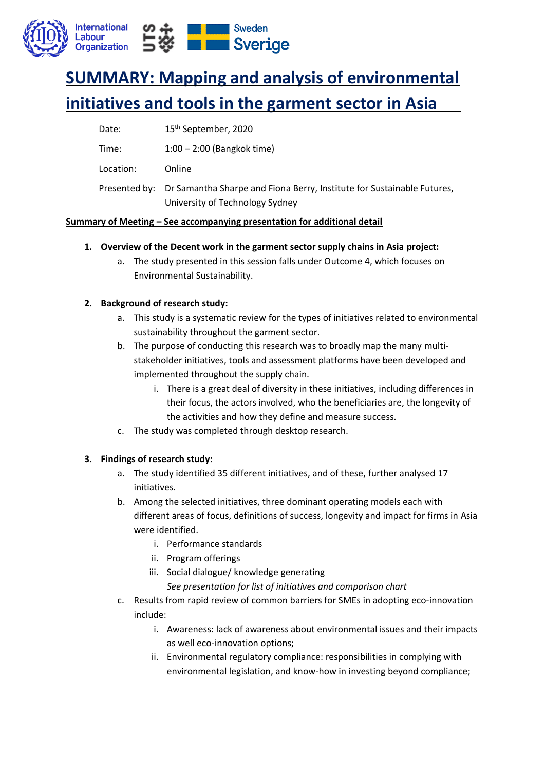# SUMMARY: Mapping and analysis of environmental initiatives and tools in the garment sector in Asia

| | |
|---|---|
| Date: | 15th September, 2020 |
| Time: | 1:00 – 2:00 (Bangkok time) |
| Location: | Online |
| Presented by: | Dr Samantha Sharpe and Fiona Berry, Institute for Sustainable Futures, University of Technology Sydney |

**Summary of Meeting – See accompanying presentation for additional detail**

1. **Overview of the Decent work in the garment sector supply chains in Asia project:**
   a. The study presented in this session falls under Outcome 4, which focuses on Environmental Sustainability.

2. **Background of research study:**
   a. This study is a systematic review for the types of initiatives related to environmental sustainability throughout the garment sector.
   b. The purpose of conducting this research was to broadly map the many multi-stakeholder initiatives, tools and assessment platforms have been developed and implemented throughout the supply chain.
      i. There is a great deal of diversity in these initiatives, including differences in their focus, the actors involved, who the beneficiaries are, the longevity of the activities and how they define and measure success.
   c. The study was completed through desktop research.

3. **Findings of research study:**
   a. The study identified 35 different initiatives, and of these, further analysed 17 initiatives.
   b. Among the selected initiatives, three dominant operating models each with different areas of focus, definitions of success, longevity and impact for firms in Asia were identified.
      i. Performance standards
      ii. Program offerings
      iii. Social dialogue/ knowledge generating
      
      *See presentation for list of initiatives and comparison chart*
   c. Results from rapid review of common barriers for SMEs in adopting eco-innovation include:
      i. Awareness: lack of awareness about environmental issues and their impacts as well eco-innovation options;
      ii. Environmental regulatory compliance: responsibilities in complying with environmental legislation, and know-how in investing beyond compliance;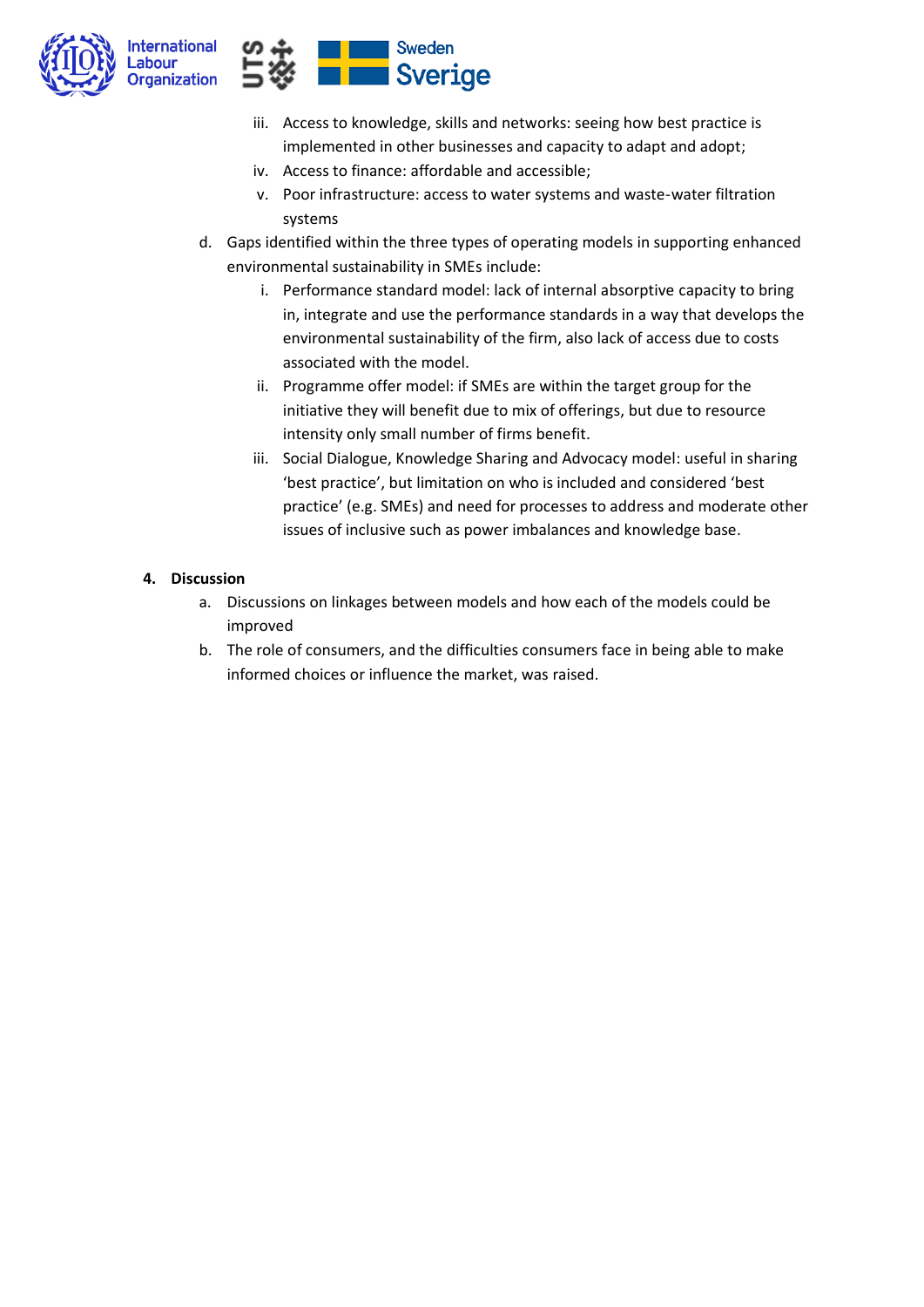iii. Access to knowledge, skills and networks: seeing how best practice is implemented in other businesses and capacity to adapt and adopt;
   iv. Access to finance: affordable and accessible;
   v. Poor infrastructure: access to water systems and waste-water filtration systems

d. Gaps identified within the three types of operating models in supporting enhanced environmental sustainability in SMEs include:
   i. Performance standard model: lack of internal absorptive capacity to bring in, integrate and use the performance standards in a way that develops the environmental sustainability of the firm, also lack of access due to costs associated with the model.
   ii. Programme offer model: if SMEs are within the target group for the initiative they will benefit due to mix of offerings, but due to resource intensity only small number of firms benefit.
   iii. Social Dialogue, Knowledge Sharing and Advocacy model: useful in sharing 'best practice', but limitation on who is included and considered 'best practice' (e.g. SMEs) and need for processes to address and moderate other issues of inclusive such as power imbalances and knowledge base.

**4. Discussion**

a. Discussions on linkages between models and how each of the models could be improved
b. The role of consumers, and the difficulties consumers face in being able to make informed choices or influence the market, was raised.